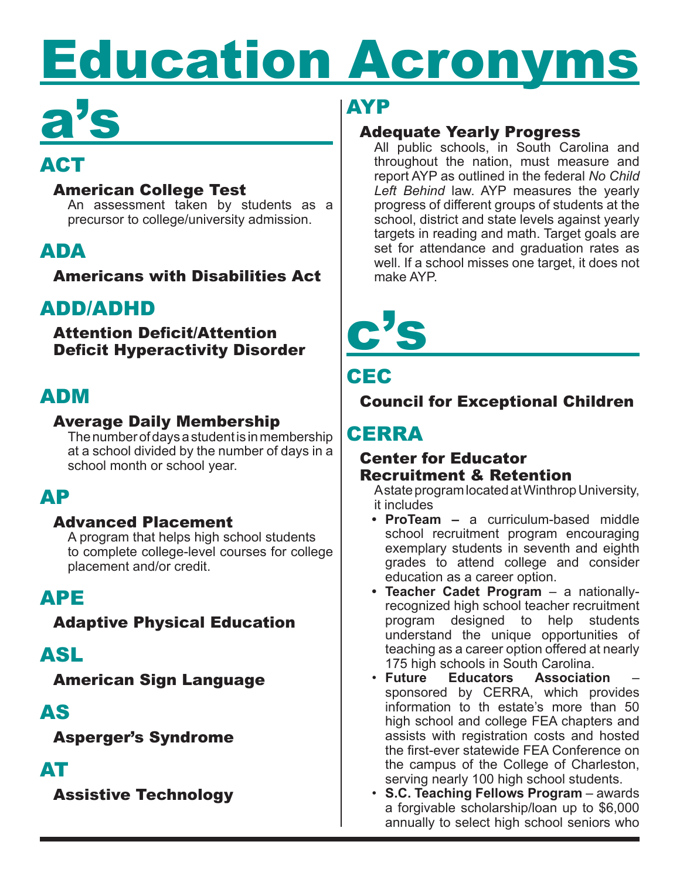# Education Acronyms

## a's

### ACT

#### American College Test

An assessment taken by students as a precursor to college/university admission.

### ADA

#### Americans with Disabilities Act

### ADD/ADHD

#### Attention Deficit/Attention Deficit Hyperactivity Disorder

### ADM

#### Average Daily Membership

The number of days a student is in membership at a school divided by the number of days in a school month or school year.

### AP

#### Advanced Placement

A program that helps high school students to complete college-level courses for college placement and/or credit.

### APE

#### Adaptive Physical Education

### ASL

#### American Sign Language

### AS

#### Asperger's Syndrome

### AT

#### Assistive Technology

### AYP

#### Adequate Yearly Progress

All public schools, in South Carolina and throughout the nation, must measure and report AYP as outlined in the federal *No Child Left Behind* law. AYP measures the yearly progress of different groups of students at the school, district and state levels against yearly targets in reading and math. Target goals are set for attendance and graduation rates as well. If a school misses one target, it does not make AYP.

## c's

### CEC

#### Council for Exceptional Children

### CERRA

#### Center for Educator Recruitment & Retention

A state program located at Winthrop University, it includes

- **ProTeam –** a curriculum-based middle school recruitment program encouraging exemplary students in seventh and eighth grades to attend college and consider education as a career option.
- **Teacher Cadet Program** – a nationally-recognized high school teacher recruitment program designed to help students understand the unique opportunities of teaching as a career option offered at nearly 175 high schools in South Carolina.
- **Future Educators Association** – sponsored by CERRA, which provides information to th estate's more than 50 high school and college FEA chapters and assists with registration costs and hosted the first-ever statewide FEA Conference on the campus of the College of Charleston, serving nearly 100 high school students.
- **S.C. Teaching Fellows Program** – awards a forgivable scholarship/loan up to $6,000 annually to select high school seniors who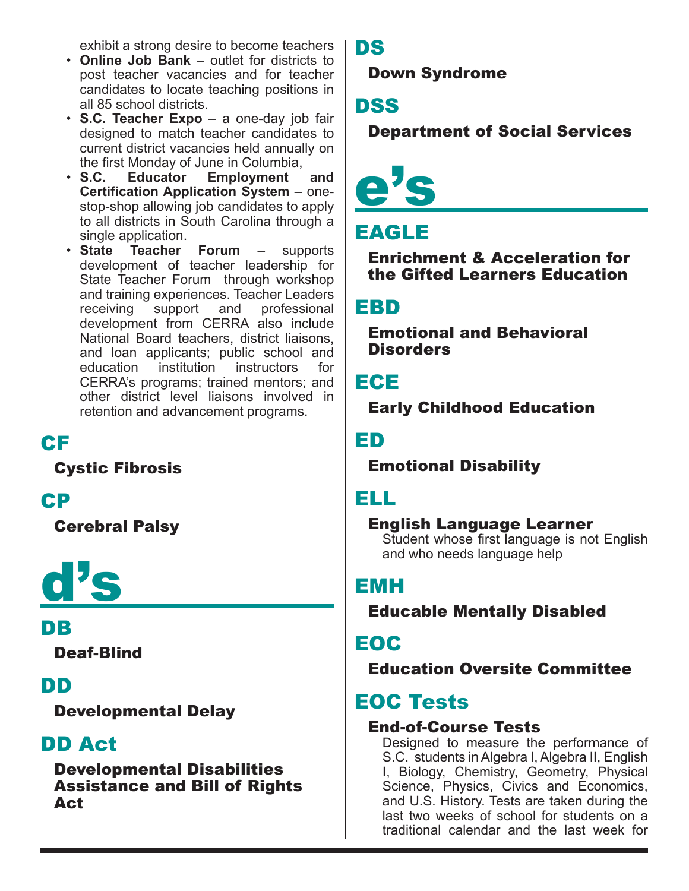exhibit a strong desire to become teachers

- **Online Job Bank** – outlet for districts to post teacher vacancies and for teacher candidates to locate teaching positions in all 85 school districts.
- **S.C. Teacher Expo** – a one-day job fair designed to match teacher candidates to current district vacancies held annually on the first Monday of June in Columbia,
- **S.C. Educator Employment and Certification Application System** – one-stop-shop allowing job candidates to apply to all districts in South Carolina through a single application.
- **State Teacher Forum** – supports development of teacher leadership for State Teacher Forum through workshop and training experiences. Teacher Leaders receiving support and professional development from CERRA also include National Board teachers, district liaisons, and loan applicants; public school and education institution instructors for CERRA's programs; trained mentors; and other district level liaisons involved in retention and advancement programs.

## CF

**Cystic Fibrosis**

## CP

**Cerebral Palsy**

# d's

## DB

**Deaf-Blind**

## DD

**Developmental Delay**

## DD Act

**Developmental Disabilities Assistance and Bill of Rights Act**

## DS

**Down Syndrome**

## DSS

**Department of Social Services**

# e's

## EAGLE

**Enrichment & Acceleration for the Gifted Learners Education**

## EBD

**Emotional and Behavioral Disorders**

## ECE

**Early Childhood Education**

## ED

**Emotional Disability**

## ELL

**English Language Learner**

Student whose first language is not English and who needs language help

## EMH

**Educable Mentally Disabled**

## EOC

**Education Oversite Committee**

## EOC Tests

**End-of-Course Tests**

Designed to measure the performance of S.C. students in Algebra I, Algebra II, English I, Biology, Chemistry, Geometry, Physical Science, Physics, Civics and Economics, and U.S. History. Tests are taken during the last two weeks of school for students on a traditional calendar and the last week for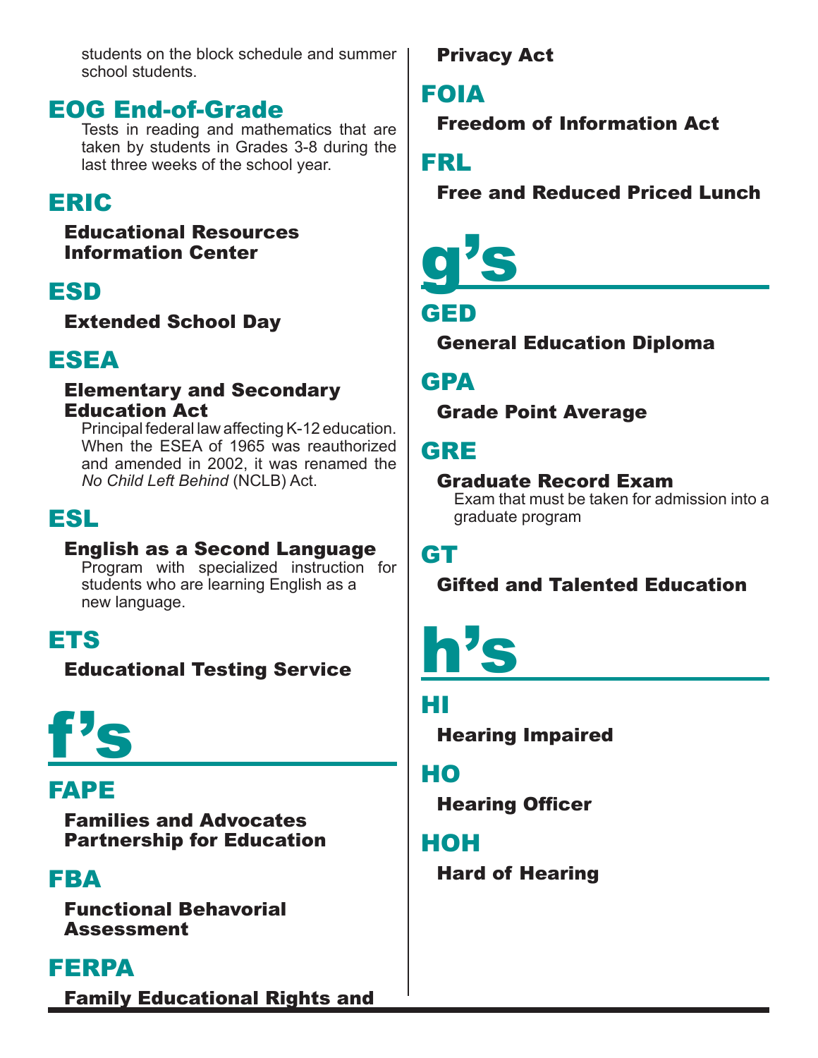students on the block schedule and summer school students.

## EOG End-of-Grade

Tests in reading and mathematics that are taken by students in Grades 3-8 during the last three weeks of the school year.

## ERIC

**Educational Resources Information Center**

## ESD

**Extended School Day**

## ESEA

**Elementary and Secondary Education Act**

Principal federal law affecting K-12 education. When the ESEA of 1965 was reauthorized and amended in 2002, it was renamed the *No Child Left Behind* (NCLB) Act.

## ESL

**English as a Second Language**

Program with specialized instruction for students who are learning English as a new language.

## ETS

**Educational Testing Service**

# f's

## FAPE

**Families and Advocates Partnership for Education**

## FBA

**Functional Behavioral Assessment**

## FERPA

**Family Educational Rights and Privacy Act**

## FOIA

**Freedom of Information Act**

## FRL

**Free and Reduced Priced Lunch**

# g's

## GED

**General Education Diploma**

## GPA

**Grade Point Average**

## GRE

**Graduate Record Exam**

Exam that must be taken for admission into a graduate program

## GT

**Gifted and Talented Education**

# h's

## HI

**Hearing Impaired**

## HO

**Hearing Officer**

## HOH

**Hard of Hearing**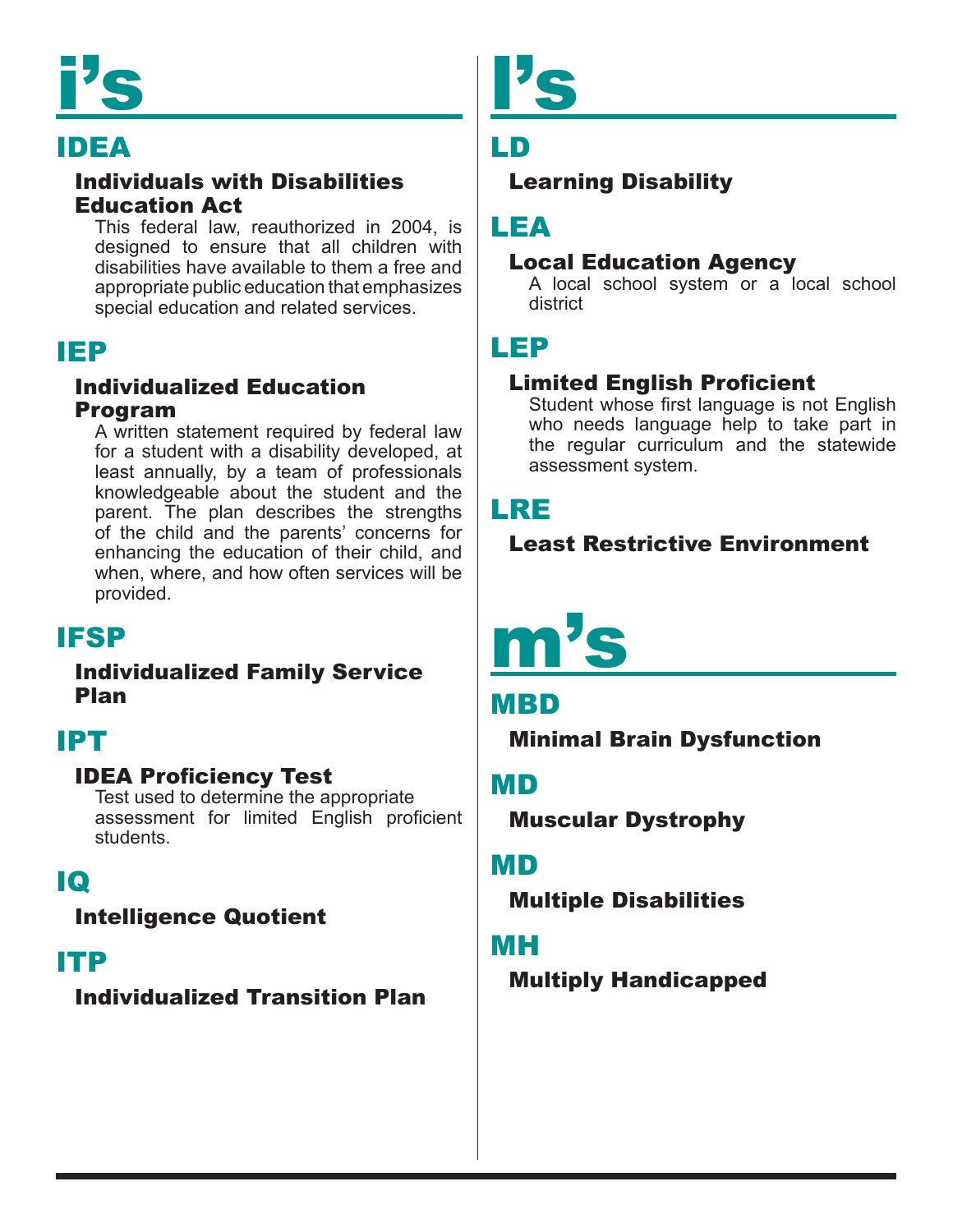# i's

## IDEA

### Individuals with Disabilities Education Act

This federal law, reauthorized in 2004, is designed to ensure that all children with disabilities have available to them a free and appropriate public education that emphasizes special education and related services.

## IEP

### Individualized Education Program

A written statement required by federal law for a student with a disability developed, at least annually, by a team of professionals knowledgeable about the student and the parent. The plan describes the strengths of the child and the parents' concerns for enhancing the education of their child, and when, where, and how often services will be provided.

## IFSP

### Individualized Family Service Plan

## IPT

### IDEA Proficiency Test

Test used to determine the appropriate assessment for limited English proficient students.

## IQ

### Intelligence Quotient

## ITP

### Individualized Transition Plan

# l's

## LD

### Learning Disability

## LEA

### Local Education Agency

A local school system or a local school district

## LEP

### Limited English Proficient

Student whose first language is not English who needs language help to take part in the regular curriculum and the statewide assessment system.

## LRE

### Least Restrictive Environment

# m's

## MBD

### Minimal Brain Dysfunction

## MD

### Muscular Dystrophy

## MD

### Multiple Disabilities

## MH

### Multiply Handicapped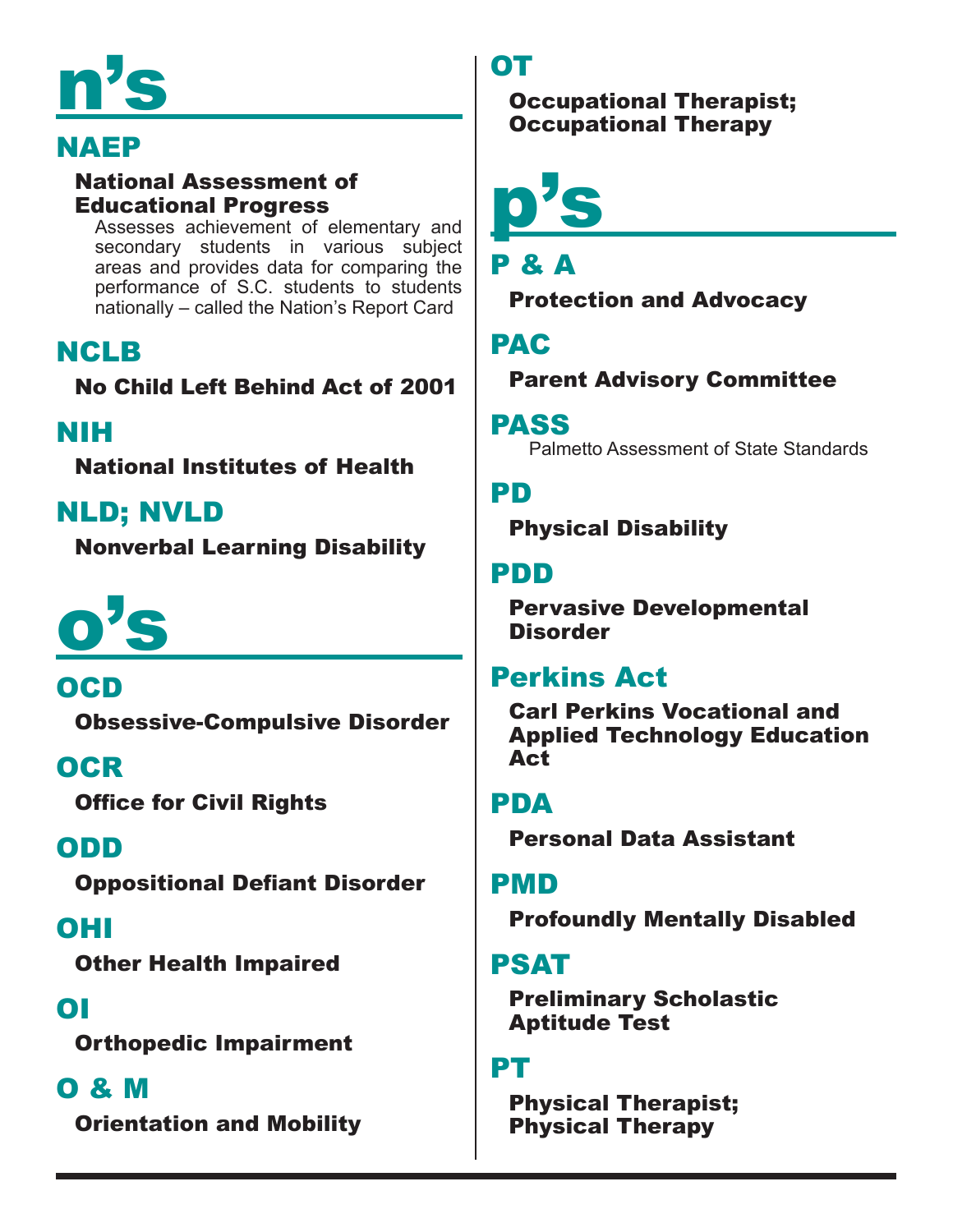# n's

## NAEP

**National Assessment of Educational Progress**

Assesses achievement of elementary and secondary students in various subject areas and provides data for comparing the performance of S.C. students to students nationally – called the Nation's Report Card

## NCLB

**No Child Left Behind Act of 2001**

## NIH

**National Institutes of Health**

## NLD; NVLD

**Nonverbal Learning Disability**

# o's

## OCD

**Obsessive-Compulsive Disorder**

## OCR

**Office for Civil Rights**

## ODD

**Oppositional Defiant Disorder**

## OHI

**Other Health Impaired**

## OI

**Orthopedic Impairment**

## O & M

**Orientation and Mobility**

## OT

**Occupational Therapist; Occupational Therapy**

# p's

## P & A

**Protection and Advocacy**

## PAC

**Parent Advisory Committee**

## PASS

Palmetto Assessment of State Standards

## PD

**Physical Disability**

## PDD

**Pervasive Developmental Disorder**

## Perkins Act

**Carl Perkins Vocational and Applied Technology Education Act**

## PDA

**Personal Data Assistant**

## PMD

**Profoundly Mentally Disabled**

## PSAT

**Preliminary Scholastic Aptitude Test**

## PT

**Physical Therapist; Physical Therapy**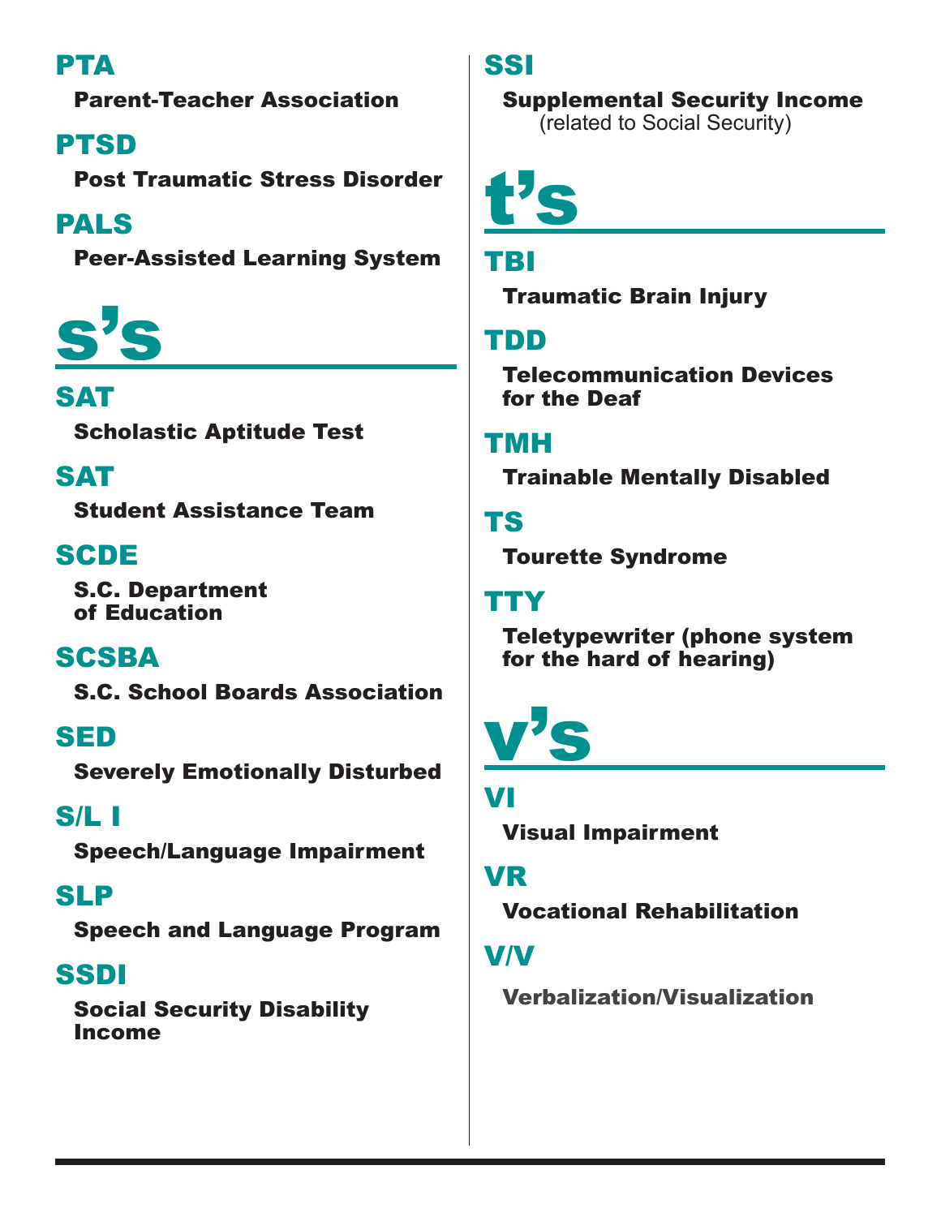### PTA
**Parent-Teacher Association**

### PTSD
**Post Traumatic Stress Disorder**

### PALS
**Peer-Assisted Learning System**

## s's

### SAT
**Scholastic Aptitude Test**

### SAT
**Student Assistance Team**

### SCDE
**S.C. Department of Education**

### SCSBA
**S.C. School Boards Association**

### SED
**Severely Emotionally Disturbed**

### S/L I
**Speech/Language Impairment**

### SLP
**Speech and Language Program**

### SSDI
**Social Security Disability Income**

### SSI
**Supplemental Security Income**
(related to Social Security)

## t's

### TBI
**Traumatic Brain Injury**

### TDD
**Telecommunication Devices for the Deaf**

### TMH
**Trainable Mentally Disabled**

### TS
**Tourette Syndrome**

### TTY
**Teletypewriter (phone system for the hard of hearing)**

## v's

### VI
**Visual Impairment**

### VR
**Vocational Rehabilitation**

### V/V
**Verbalization/Visualization**